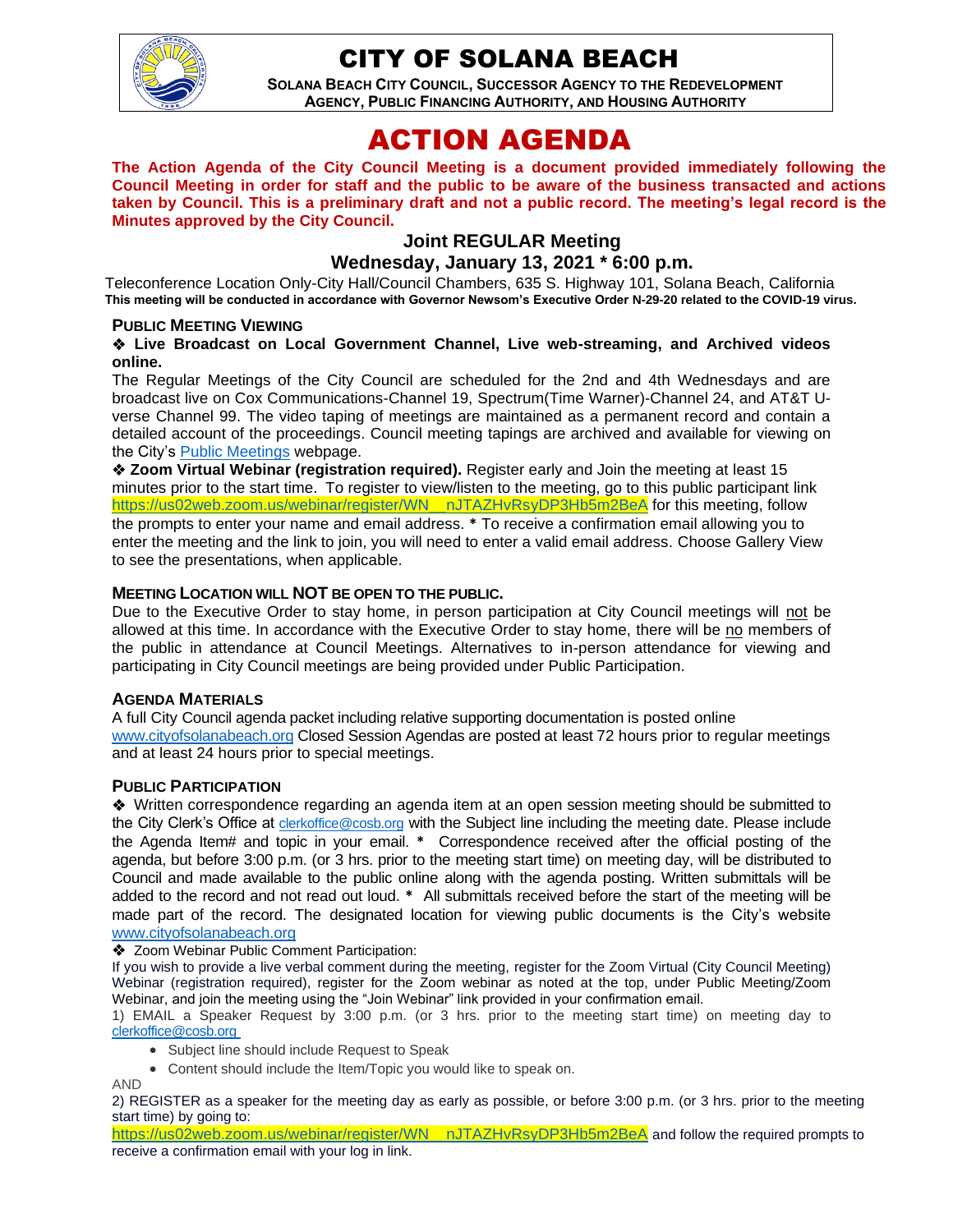# CITY OF SOLANA BEACH

**SOLANA BEACH CITY COUNCIL, SUCCESSOR AGENCY TO THE REDEVELOPMENT AGENCY, PUBLIC FINANCING AUTHORITY, AND HOUSING AUTHORITY**

# ACTION AGENDA

**The Action Agenda of the City Council Meeting is a document provided immediately following the Council Meeting in order for staff and the public to be aware of the business transacted and actions taken by Council. This is a preliminary draft and not a public record. The meeting's legal record is the Minutes approved by the City Council.**

## Joint REGULAR Meeting

## Wednesday, January 13, 2021 * 6:00 p.m.

Teleconference Location Only-City Hall/Council Chambers, 635 S. Highway 101, Solana Beach, California
**This meeting will be conducted in accordance with Governor Newsom's Executive Order N-29-20 related to the COVID-19 virus.**

### PUBLIC MEETING VIEWING

❖ **Live Broadcast on Local Government Channel, Live web-streaming, and Archived videos online.**

The Regular Meetings of the City Council are scheduled for the 2nd and 4th Wednesdays and are broadcast live on Cox Communications-Channel 19, Spectrum(Time Warner)-Channel 24, and AT&T U-verse Channel 99. The video taping of meetings are maintained as a permanent record and contain a detailed account of the proceedings. Council meeting tapings are archived and available for viewing on the City's Public Meetings webpage.

❖ **Zoom Virtual Webinar (registration required).** Register early and Join the meeting at least 15 minutes prior to the start time. To register to view/listen to the meeting, go to this public participant link https://us02web.zoom.us/webinar/register/WN_ nJTAZHvRsyDP3Hb5m2BeA for this meeting, follow the prompts to enter your name and email address. * To receive a confirmation email allowing you to enter the meeting and the link to join, you will need to enter a valid email address. Choose Gallery View to see the presentations, when applicable.

### MEETING LOCATION WILL NOT BE OPEN TO THE PUBLIC.

Due to the Executive Order to stay home, in person participation at City Council meetings will not be allowed at this time. In accordance with the Executive Order to stay home, there will be no members of the public in attendance at Council Meetings. Alternatives to in-person attendance for viewing and participating in City Council meetings are being provided under Public Participation.

### AGENDA MATERIALS

A full City Council agenda packet including relative supporting documentation is posted online www.cityofsolanabeach.org Closed Session Agendas are posted at least 72 hours prior to regular meetings and at least 24 hours prior to special meetings.

### PUBLIC PARTICIPATION

❖ Written correspondence regarding an agenda item at an open session meeting should be submitted to the City Clerk's Office at clerkoffice@cosb.org with the Subject line including the meeting date. Please include the Agenda Item# and topic in your email. * Correspondence received after the official posting of the agenda, but before 3:00 p.m. (or 3 hrs. prior to the meeting start time) on meeting day, will be distributed to Council and made available to the public online along with the agenda posting. Written submittals will be added to the record and not read out loud. * All submittals received before the start of the meeting will be made part of the record. The designated location for viewing public documents is the City's website www.cityofsolanabeach.org

❖ Zoom Webinar Public Comment Participation:

If you wish to provide a live verbal comment during the meeting, register for the Zoom Virtual (City Council Meeting) Webinar (registration required), register for the Zoom webinar as noted at the top, under Public Meeting/Zoom Webinar, and join the meeting using the "Join Webinar" link provided in your confirmation email.

1) EMAIL a Speaker Request by 3:00 p.m. (or 3 hrs. prior to the meeting start time) on meeting day to clerkoffice@cosb.org

- Subject line should include Request to Speak
- Content should include the Item/Topic you would like to speak on.

AND

2) REGISTER as a speaker for the meeting day as early as possible, or before 3:00 p.m. (or 3 hrs. prior to the meeting start time) by going to:

https://us02web.zoom.us/webinar/register/WN_ nJTAZHvRsyDP3Hb5m2BeA and follow the required prompts to receive a confirmation email with your log in link.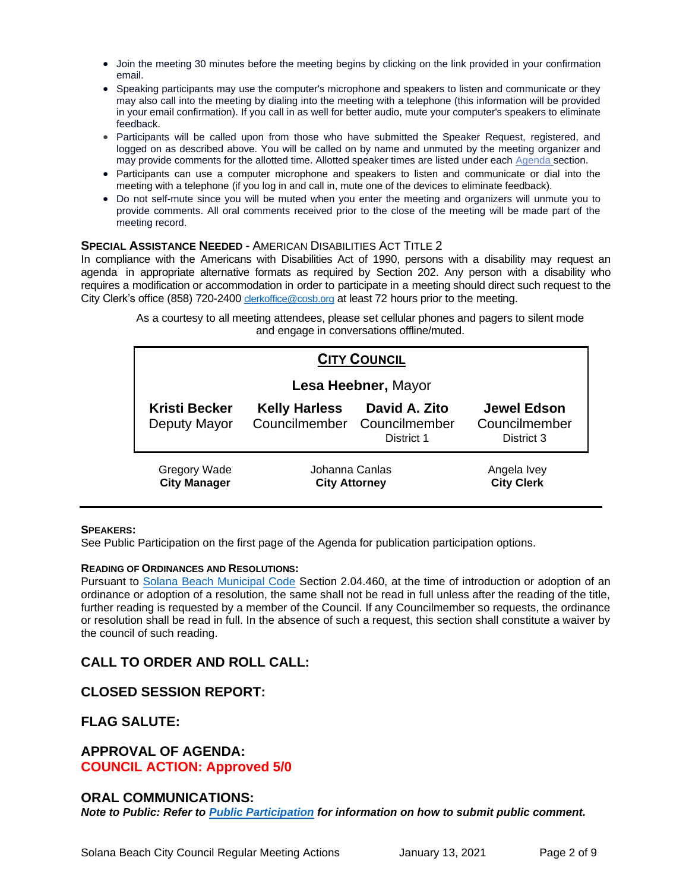- Join the meeting 30 minutes before the meeting begins by clicking on the link provided in your confirmation email.
- Speaking participants may use the computer's microphone and speakers to listen and communicate or they may also call into the meeting by dialing into the meeting with a telephone (this information will be provided in your email confirmation). If you call in as well for better audio, mute your computer's speakers to eliminate feedback.
- Participants will be called upon from those who have submitted the Speaker Request, registered, and logged on as described above. You will be called on by name and unmuted by the meeting organizer and may provide comments for the allotted time. Allotted speaker times are listed under each Agenda section.
- Participants can use a computer microphone and speakers to listen and communicate or dial into the meeting with a telephone (if you log in and call in, mute one of the devices to eliminate feedback).
- Do not self-mute since you will be muted when you enter the meeting and organizers will unmute you to provide comments. All oral comments received prior to the close of the meeting will be made part of the meeting record.

**SPECIAL ASSISTANCE NEEDED** - AMERICAN DISABILITIES ACT TITLE 2

In compliance with the Americans with Disabilities Act of 1990, persons with a disability may request an agenda in appropriate alternative formats as required by Section 202. Any person with a disability who requires a modification or accommodation in order to participate in a meeting should direct such request to the City Clerk's office (858) 720-2400 clerkoffice@cosb.org at least 72 hours prior to the meeting.

As a courtesy to all meeting attendees, please set cellular phones and pagers to silent mode and engage in conversations offline/muted.

**CITY COUNCIL**

**Lesa Heebner,** Mayor

| **Kristi Becker** Deputy Mayor | **Kelly Harless** Councilmember | **David A. Zito** Councilmember District 1 | **Jewel Edson** Councilmember District 3 |
|---|---|---|---|

| Gregory Wade **City Manager** | Johanna Canlas **City Attorney** | Angela Ivey **City Clerk** |
|---|---|---|

**SPEAKERS:**

See Public Participation on the first page of the Agenda for publication participation options.

**READING OF ORDINANCES AND RESOLUTIONS:**

Pursuant to Solana Beach Municipal Code Section 2.04.460, at the time of introduction or adoption of an ordinance or adoption of a resolution, the same shall not be read in full unless after the reading of the title, further reading is requested by a member of the Council. If any Councilmember so requests, the ordinance or resolution shall be read in full. In the absence of such a request, this section shall constitute a waiver by the council of such reading.

## CALL TO ORDER AND ROLL CALL:

## CLOSED SESSION REPORT:

## FLAG SALUTE:

## APPROVAL OF AGENDA:

**COUNCIL ACTION: Approved 5/0**

## ORAL COMMUNICATIONS:

***Note to Public: Refer to Public Participation for information on how to submit public comment.***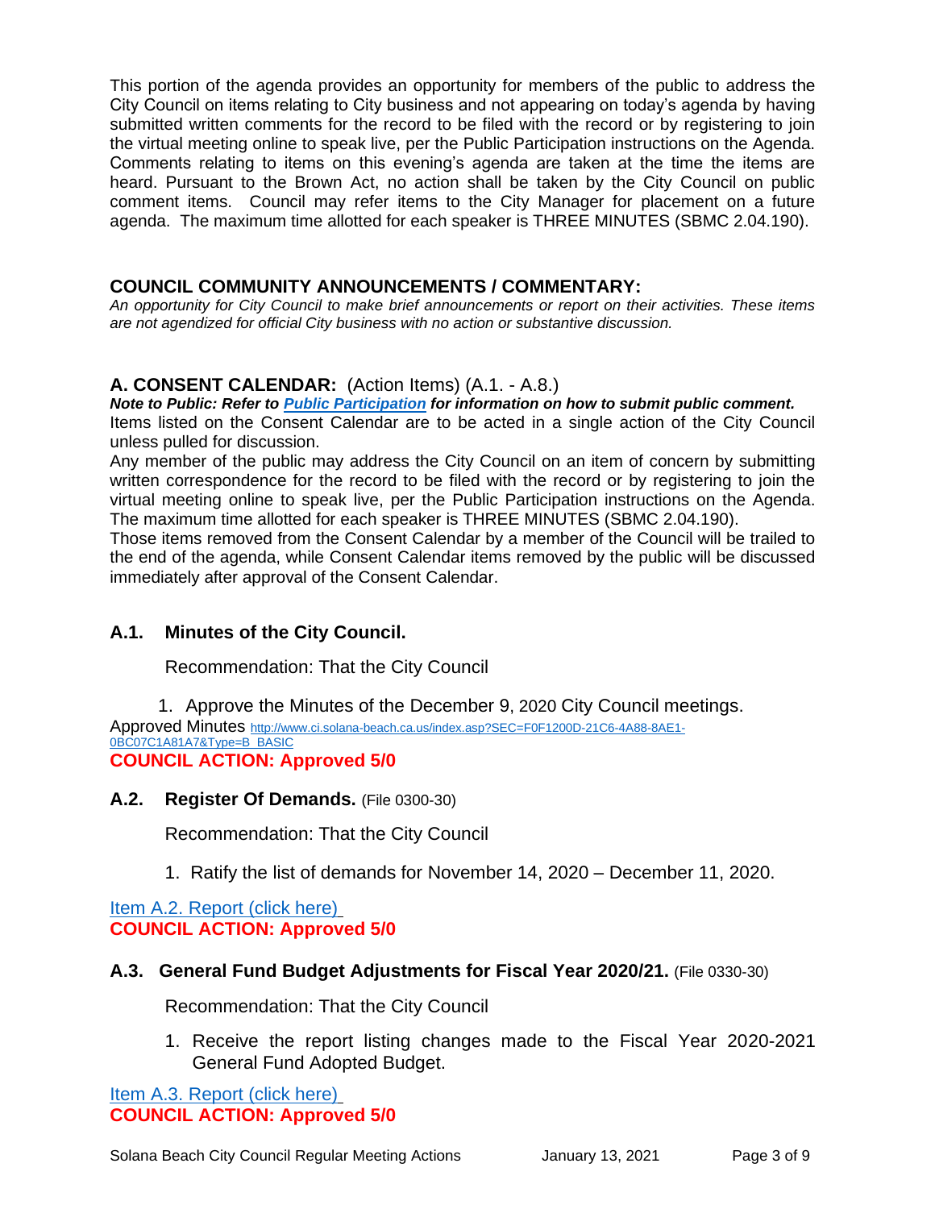This portion of the agenda provides an opportunity for members of the public to address the City Council on items relating to City business and not appearing on today's agenda by having submitted written comments for the record to be filed with the record or by registering to join the virtual meeting online to speak live, per the Public Participation instructions on the Agenda. Comments relating to items on this evening's agenda are taken at the time the items are heard. Pursuant to the Brown Act, no action shall be taken by the City Council on public comment items. Council may refer items to the City Manager for placement on a future agenda. The maximum time allotted for each speaker is THREE MINUTES (SBMC 2.04.190).

## COUNCIL COMMUNITY ANNOUNCEMENTS / COMMENTARY:

*An opportunity for City Council to make brief announcements or report on their activities. These items are not agendized for official City business with no action or substantive discussion.*

## A. CONSENT CALENDAR: (Action Items) (A.1. - A.8.)

***Note to Public: Refer to [Public Participation](#) for information on how to submit public comment.***

Items listed on the Consent Calendar are to be acted in a single action of the City Council unless pulled for discussion.

Any member of the public may address the City Council on an item of concern by submitting written correspondence for the record to be filed with the record or by registering to join the virtual meeting online to speak live, per the Public Participation instructions on the Agenda. The maximum time allotted for each speaker is THREE MINUTES (SBMC 2.04.190).

Those items removed from the Consent Calendar by a member of the Council will be trailed to the end of the agenda, while Consent Calendar items removed by the public will be discussed immediately after approval of the Consent Calendar.

### A.1. Minutes of the City Council.

Recommendation: That the City Council

1. Approve the Minutes of the December 9, 2020 City Council meetings.

Approved Minutes http://www.ci.solana-beach.ca.us/index.asp?SEC=F0F1200D-21C6-4A88-8AE1-0BC07C1A81A7&Type=B_BASIC

**COUNCIL ACTION: Approved 5/0**

### A.2. Register Of Demands. (File 0300-30)

Recommendation: That the City Council

1. Ratify the list of demands for November 14, 2020 – December 11, 2020.

[Item A.2. Report (click here)](#)

**COUNCIL ACTION: Approved 5/0**

### A.3. General Fund Budget Adjustments for Fiscal Year 2020/21. (File 0330-30)

Recommendation: That the City Council

1. Receive the report listing changes made to the Fiscal Year 2020-2021 General Fund Adopted Budget.

[Item A.3. Report (click here)](#)

**COUNCIL ACTION: Approved 5/0**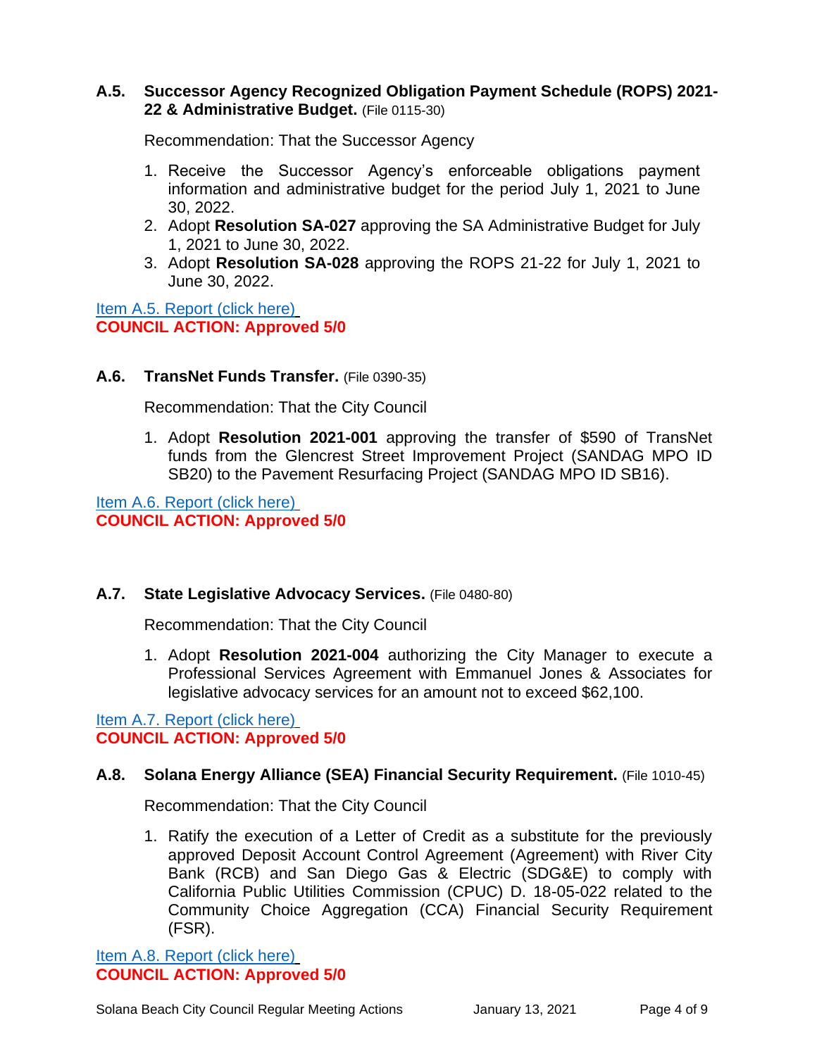### A.5. Successor Agency Recognized Obligation Payment Schedule (ROPS) 2021-22 & Administrative Budget. (File 0115-30)

Recommendation: That the Successor Agency

1. Receive the Successor Agency's enforceable obligations payment information and administrative budget for the period July 1, 2021 to June 30, 2022.
2. Adopt **Resolution SA-027** approving the SA Administrative Budget for July 1, 2021 to June 30, 2022.
3. Adopt **Resolution SA-028** approving the ROPS 21-22 for July 1, 2021 to June 30, 2022.

Item A.5. Report (click here)
**COUNCIL ACTION: Approved 5/0**

### A.6. TransNet Funds Transfer. (File 0390-35)

Recommendation: That the City Council

1. Adopt **Resolution 2021-001** approving the transfer of $590 of TransNet funds from the Glencrest Street Improvement Project (SANDAG MPO ID SB20) to the Pavement Resurfacing Project (SANDAG MPO ID SB16).

Item A.6. Report (click here)
**COUNCIL ACTION: Approved 5/0**

### A.7. State Legislative Advocacy Services. (File 0480-80)

Recommendation: That the City Council

1. Adopt **Resolution 2021-004** authorizing the City Manager to execute a Professional Services Agreement with Emmanuel Jones & Associates for legislative advocacy services for an amount not to exceed $62,100.

Item A.7. Report (click here)
**COUNCIL ACTION: Approved 5/0**

### A.8. Solana Energy Alliance (SEA) Financial Security Requirement. (File 1010-45)

Recommendation: That the City Council

1. Ratify the execution of a Letter of Credit as a substitute for the previously approved Deposit Account Control Agreement (Agreement) with River City Bank (RCB) and San Diego Gas & Electric (SDG&E) to comply with California Public Utilities Commission (CPUC) D. 18-05-022 related to the Community Choice Aggregation (CCA) Financial Security Requirement (FSR).

Item A.8. Report (click here)
**COUNCIL ACTION: Approved 5/0**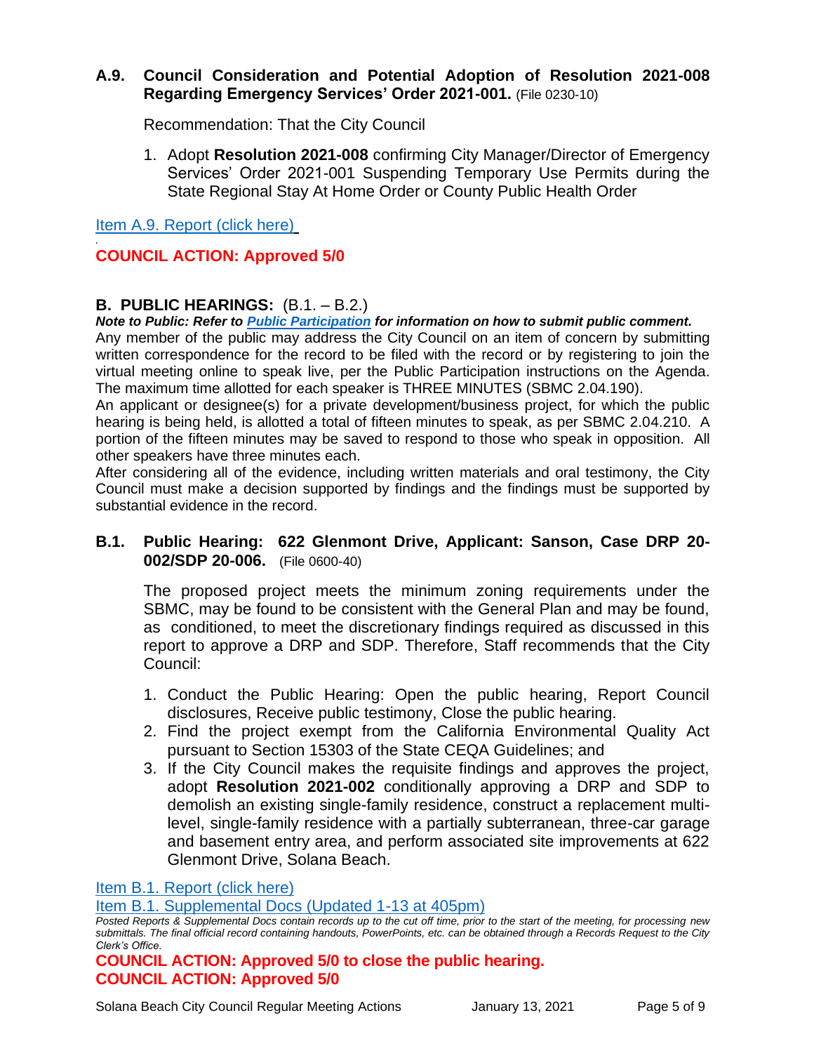### A.9. Council Consideration and Potential Adoption of Resolution 2021-008 Regarding Emergency Services' Order 2021-001. (File 0230-10)

Recommendation: That the City Council

1. Adopt **Resolution 2021-008** confirming City Manager/Director of Emergency Services' Order 2021-001 Suspending Temporary Use Permits during the State Regional Stay At Home Order or County Public Health Order

[Item A.9. Report (click here)]

**COUNCIL ACTION: Approved 5/0**

## B. PUBLIC HEARINGS: (B.1. – B.2.)

***Note to Public: Refer to Public Participation for information on how to submit public comment.***

Any member of the public may address the City Council on an item of concern by submitting written correspondence for the record to be filed with the record or by registering to join the virtual meeting online to speak live, per the Public Participation instructions on the Agenda. The maximum time allotted for each speaker is THREE MINUTES (SBMC 2.04.190).

An applicant or designee(s) for a private development/business project, for which the public hearing is being held, is allotted a total of fifteen minutes to speak, as per SBMC 2.04.210. A portion of the fifteen minutes may be saved to respond to those who speak in opposition. All other speakers have three minutes each.

After considering all of the evidence, including written materials and oral testimony, the City Council must make a decision supported by findings and the findings must be supported by substantial evidence in the record.

### B.1. Public Hearing: 622 Glenmont Drive, Applicant: Sanson, Case DRP 20-002/SDP 20-006. (File 0600-40)

The proposed project meets the minimum zoning requirements under the SBMC, may be found to be consistent with the General Plan and may be found, as conditioned, to meet the discretionary findings required as discussed in this report to approve a DRP and SDP. Therefore, Staff recommends that the City Council:

1. Conduct the Public Hearing: Open the public hearing, Report Council disclosures, Receive public testimony, Close the public hearing.
2. Find the project exempt from the California Environmental Quality Act pursuant to Section 15303 of the State CEQA Guidelines; and
3. If the City Council makes the requisite findings and approves the project, adopt **Resolution 2021-002** conditionally approving a DRP and SDP to demolish an existing single-family residence, construct a replacement multi-level, single-family residence with a partially subterranean, three-car garage and basement entry area, and perform associated site improvements at 622 Glenmont Drive, Solana Beach.

[Item B.1. Report (click here)]
[Item B.1. Supplemental Docs (Updated 1-13 at 405pm)]

*Posted Reports & Supplemental Docs contain records up to the cut off time, prior to the start of the meeting, for processing new submittals. The final official record containing handouts, PowerPoints, etc. can be obtained through a Records Request to the City Clerk's Office.*

**COUNCIL ACTION: Approved 5/0 to close the public hearing.**
**COUNCIL ACTION: Approved 5/0**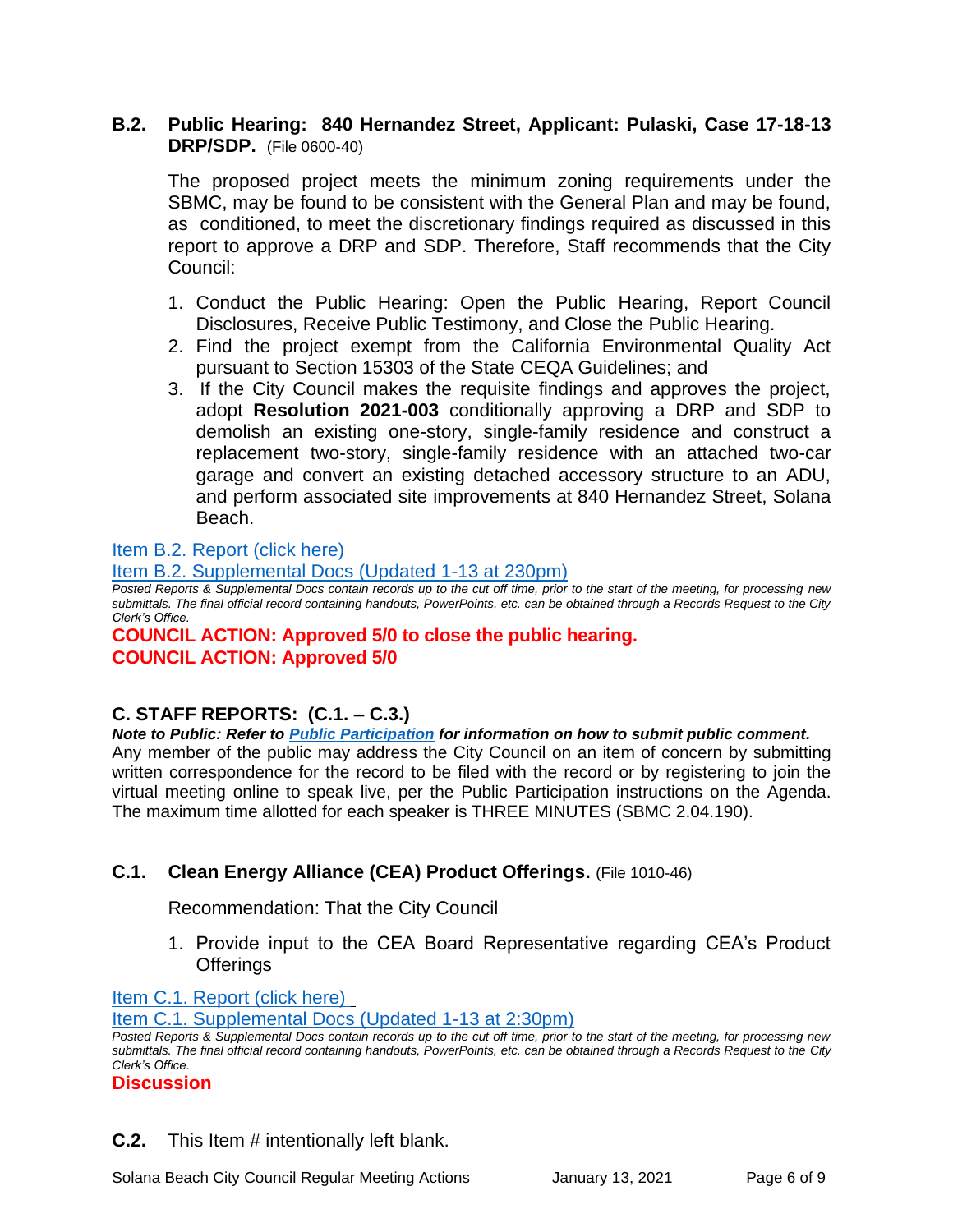### B.2. Public Hearing: 840 Hernandez Street, Applicant: Pulaski, Case 17-18-13 DRP/SDP. (File 0600-40)

The proposed project meets the minimum zoning requirements under the SBMC, may be found to be consistent with the General Plan and may be found, as conditioned, to meet the discretionary findings required as discussed in this report to approve a DRP and SDP. Therefore, Staff recommends that the City Council:

1. Conduct the Public Hearing: Open the Public Hearing, Report Council Disclosures, Receive Public Testimony, and Close the Public Hearing.
2. Find the project exempt from the California Environmental Quality Act pursuant to Section 15303 of the State CEQA Guidelines; and
3. If the City Council makes the requisite findings and approves the project, adopt **Resolution 2021-003** conditionally approving a DRP and SDP to demolish an existing one-story, single-family residence and construct a replacement two-story, single-family residence with an attached two-car garage and convert an existing detached accessory structure to an ADU, and perform associated site improvements at 840 Hernandez Street, Solana Beach.

Item B.2. Report (click here)

Item B.2. Supplemental Docs (Updated 1-13 at 230pm)

*Posted Reports & Supplemental Docs contain records up to the cut off time, prior to the start of the meeting, for processing new submittals. The final official record containing handouts, PowerPoints, etc. can be obtained through a Records Request to the City Clerk's Office.*

**COUNCIL ACTION: Approved 5/0 to close the public hearing.**
**COUNCIL ACTION: Approved 5/0**

## C. STAFF REPORTS: (C.1. – C.3.)

***Note to Public: Refer to Public Participation for information on how to submit public comment.***

Any member of the public may address the City Council on an item of concern by submitting written correspondence for the record to be filed with the record or by registering to join the virtual meeting online to speak live, per the Public Participation instructions on the Agenda. The maximum time allotted for each speaker is THREE MINUTES (SBMC 2.04.190).

### C.1. Clean Energy Alliance (CEA) Product Offerings. (File 1010-46)

Recommendation: That the City Council

1. Provide input to the CEA Board Representative regarding CEA's Product Offerings

Item C.1. Report (click here)

Item C.1. Supplemental Docs (Updated 1-13 at 2:30pm)

*Posted Reports & Supplemental Docs contain records up to the cut off time, prior to the start of the meeting, for processing new submittals. The final official record containing handouts, PowerPoints, etc. can be obtained through a Records Request to the City Clerk's Office.*

**Discussion**

### C.2. This Item # intentionally left blank.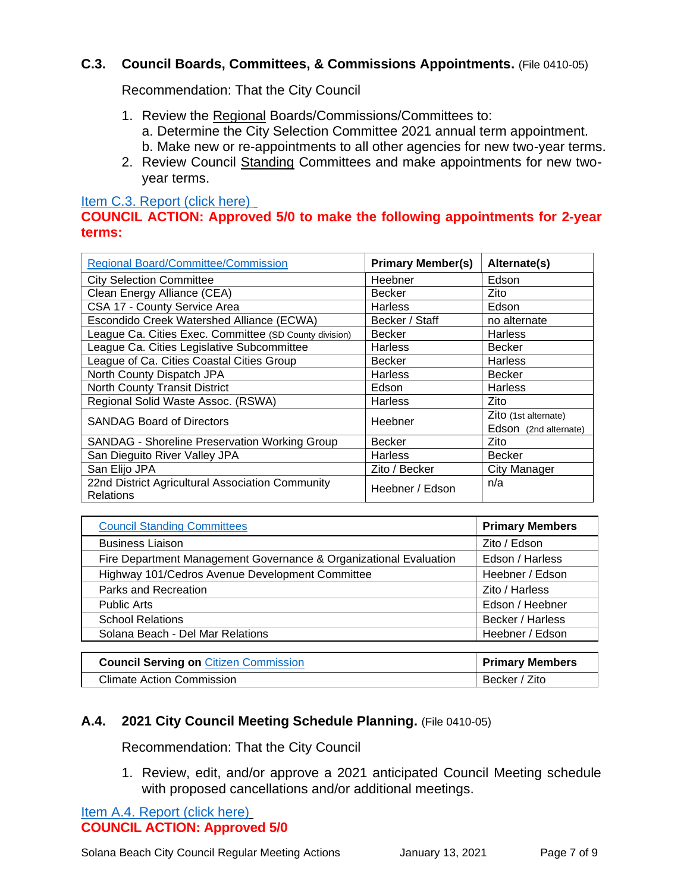### C.3. Council Boards, Committees, & Commissions Appointments. (File 0410-05)

Recommendation: That the City Council

1. Review the Regional Boards/Commissions/Committees to:
   a. Determine the City Selection Committee 2021 annual term appointment.
   b. Make new or re-appointments to all other agencies for new two-year terms.
2. Review Council Standing Committees and make appointments for new two-year terms.

Item C.3. Report (click here)

**COUNCIL ACTION: Approved 5/0 to make the following appointments for 2-year terms:**

| Regional Board/Committee/Commission | Primary Member(s) | Alternate(s) |
|---|---|---|
| City Selection Committee | Heebner | Edson |
| Clean Energy Alliance (CEA) | Becker | Zito |
| CSA 17 - County Service Area | Harless | Edson |
| Escondido Creek Watershed Alliance (ECWA) | Becker / Staff | no alternate |
| League Ca. Cities Exec. Committee (SD County division) | Becker | Harless |
| League Ca. Cities Legislative Subcommittee | Harless | Becker |
| League of Ca. Cities Coastal Cities Group | Becker | Harless |
| North County Dispatch JPA | Harless | Becker |
| North County Transit District | Edson | Harless |
| Regional Solid Waste Assoc. (RSWA) | Harless | Zito |
| SANDAG Board of Directors | Heebner | Zito (1st alternate) Edson (2nd alternate) |
| SANDAG - Shoreline Preservation Working Group | Becker | Zito |
| San Dieguito River Valley JPA | Harless | Becker |
| San Elijo JPA | Zito / Becker | City Manager |
| 22nd District Agricultural Association Community Relations | Heebner / Edson | n/a |

| Council Standing Committees | Primary Members |
|---|---|
| Business Liaison | Zito / Edson |
| Fire Department Management Governance & Organizational Evaluation | Edson / Harless |
| Highway 101/Cedros Avenue Development Committee | Heebner / Edson |
| Parks and Recreation | Zito / Harless |
| Public Arts | Edson / Heebner |
| School Relations | Becker / Harless |
| Solana Beach - Del Mar Relations | Heebner / Edson |

| **Council Serving on** Citizen Commission | Primary Members |
|---|---|
| Climate Action Commission | Becker / Zito |

### A.4. 2021 City Council Meeting Schedule Planning. (File 0410-05)

Recommendation: That the City Council

1. Review, edit, and/or approve a 2021 anticipated Council Meeting schedule with proposed cancellations and/or additional meetings.

Item A.4. Report (click here)

**COUNCIL ACTION: Approved 5/0**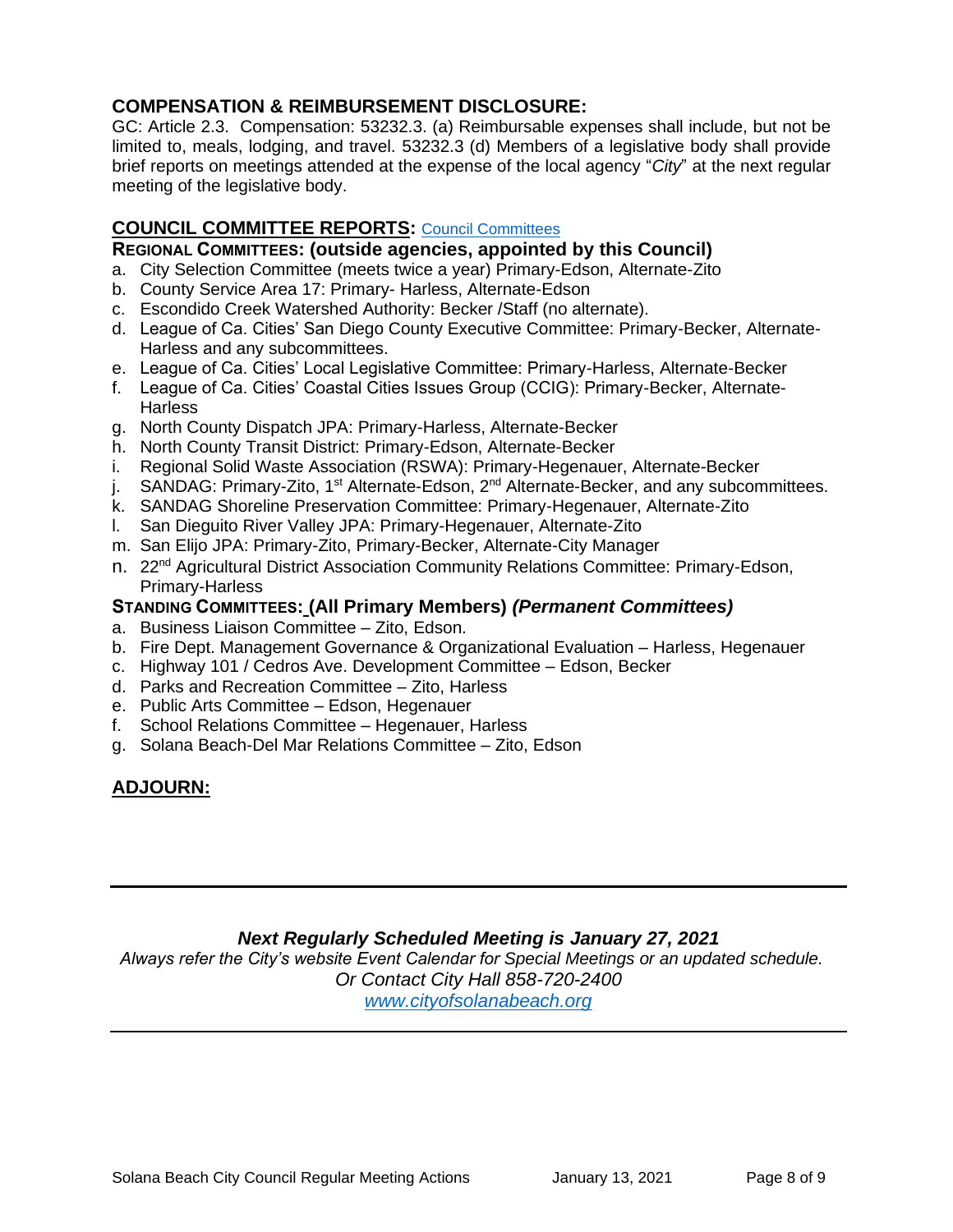## COMPENSATION & REIMBURSEMENT DISCLOSURE:

GC: Article 2.3. Compensation: 53232.3. (a) Reimbursable expenses shall include, but not be limited to, meals, lodging, and travel. 53232.3 (d) Members of a legislative body shall provide brief reports on meetings attended at the expense of the local agency "*City*" at the next regular meeting of the legislative body.

## COUNCIL COMMITTEE REPORTS: Council Committees

### REGIONAL COMMITTEES: (outside agencies, appointed by this Council)

a. City Selection Committee (meets twice a year) Primary-Edson, Alternate-Zito
b. County Service Area 17: Primary- Harless, Alternate-Edson
c. Escondido Creek Watershed Authority: Becker /Staff (no alternate).
d. League of Ca. Cities' San Diego County Executive Committee: Primary-Becker, Alternate-Harless and any subcommittees.
e. League of Ca. Cities' Local Legislative Committee: Primary-Harless, Alternate-Becker
f. League of Ca. Cities' Coastal Cities Issues Group (CCIG): Primary-Becker, Alternate-Harless
g. North County Dispatch JPA: Primary-Harless, Alternate-Becker
h. North County Transit District: Primary-Edson, Alternate-Becker
i. Regional Solid Waste Association (RSWA): Primary-Hegenauer, Alternate-Becker
j. SANDAG: Primary-Zito, 1st Alternate-Edson, 2nd Alternate-Becker, and any subcommittees.
k. SANDAG Shoreline Preservation Committee: Primary-Hegenauer, Alternate-Zito
l. San Dieguito River Valley JPA: Primary-Hegenauer, Alternate-Zito
m. San Elijo JPA: Primary-Zito, Primary-Becker, Alternate-City Manager
n. 22nd Agricultural District Association Community Relations Committee: Primary-Edson, Primary-Harless

### STANDING COMMITTEES: (All Primary Members) *(Permanent Committees)*

a. Business Liaison Committee – Zito, Edson.
b. Fire Dept. Management Governance & Organizational Evaluation – Harless, Hegenauer
c. Highway 101 / Cedros Ave. Development Committee – Edson, Becker
d. Parks and Recreation Committee – Zito, Harless
e. Public Arts Committee – Edson, Hegenauer
f. School Relations Committee – Hegenauer, Harless
g. Solana Beach-Del Mar Relations Committee – Zito, Edson

## ADJOURN:

---

***Next Regularly Scheduled Meeting is January 27, 2021***

*Always refer the City's website Event Calendar for Special Meetings or an updated schedule.*
*Or Contact City Hall 858-720-2400*
*www.cityofsolanabeach.org*

---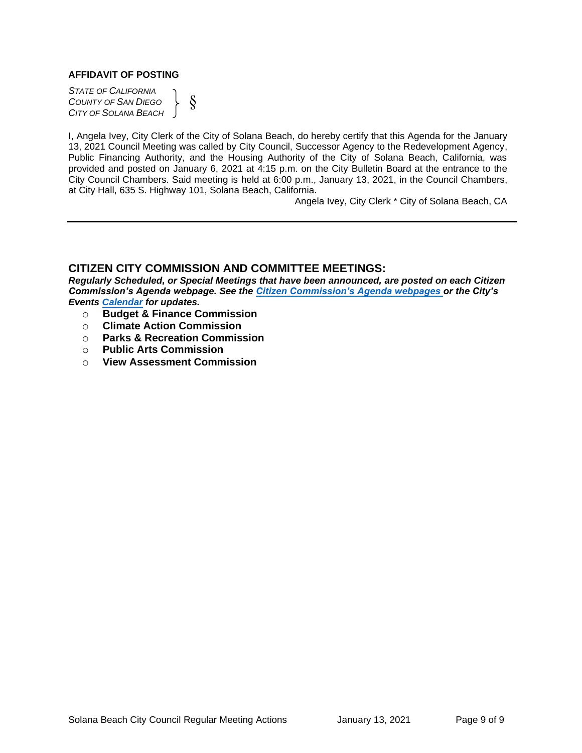**AFFIDAVIT OF POSTING**

*STATE OF CALIFORNIA*
*COUNTY OF SAN DIEGO* } §
*CITY OF SOLANA BEACH*

I, Angela Ivey, City Clerk of the City of Solana Beach, do hereby certify that this Agenda for the January 13, 2021 Council Meeting was called by City Council, Successor Agency to the Redevelopment Agency, Public Financing Authority, and the Housing Authority of the City of Solana Beach, California, was provided and posted on January 6, 2021 at 4:15 p.m. on the City Bulletin Board at the entrance to the City Council Chambers. Said meeting is held at 6:00 p.m., January 13, 2021, in the Council Chambers, at City Hall, 635 S. Highway 101, Solana Beach, California.

Angela Ivey, City Clerk * City of Solana Beach, CA

---

## CITIZEN CITY COMMISSION AND COMMITTEE MEETINGS:

***Regularly Scheduled, or Special Meetings that have been announced, are posted on each Citizen Commission's Agenda webpage. See the Citizen Commission's Agenda webpages or the City's Events Calendar for updates.***

- **Budget & Finance Commission**
- **Climate Action Commission**
- **Parks & Recreation Commission**
- **Public Arts Commission**
- **View Assessment Commission**